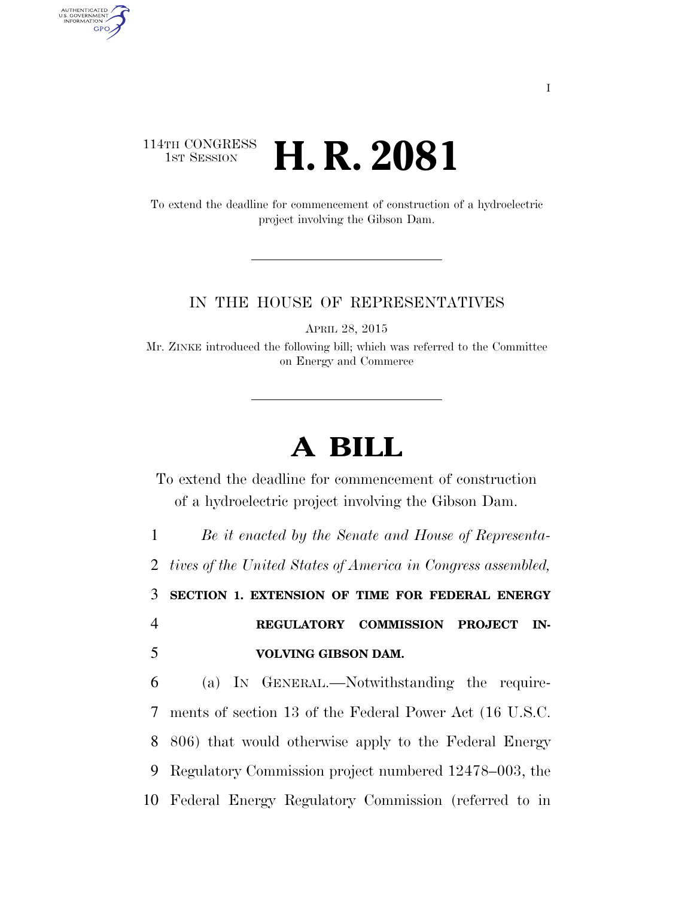114TH CONGRESS
1ST SESSION

# H. R. 2081

To extend the deadline for commencement of construction of a hydroelectric project involving the Gibson Dam.

IN THE HOUSE OF REPRESENTATIVES

APRIL 28, 2015

Mr. ZINKE introduced the following bill; which was referred to the Committee on Energy and Commerce

# A BILL

To extend the deadline for commencement of construction of a hydroelectric project involving the Gibson Dam.

*Be it enacted by the Senate and House of Representatives of the United States of America in Congress assembled,*

**SECTION 1. EXTENSION OF TIME FOR FEDERAL ENERGY REGULATORY COMMISSION PROJECT INVOLVING GIBSON DAM.**

(a) IN GENERAL.—Notwithstanding the requirements of section 13 of the Federal Power Act (16 U.S.C. 806) that would otherwise apply to the Federal Energy Regulatory Commission project numbered 12478–003, the Federal Energy Regulatory Commission (referred to in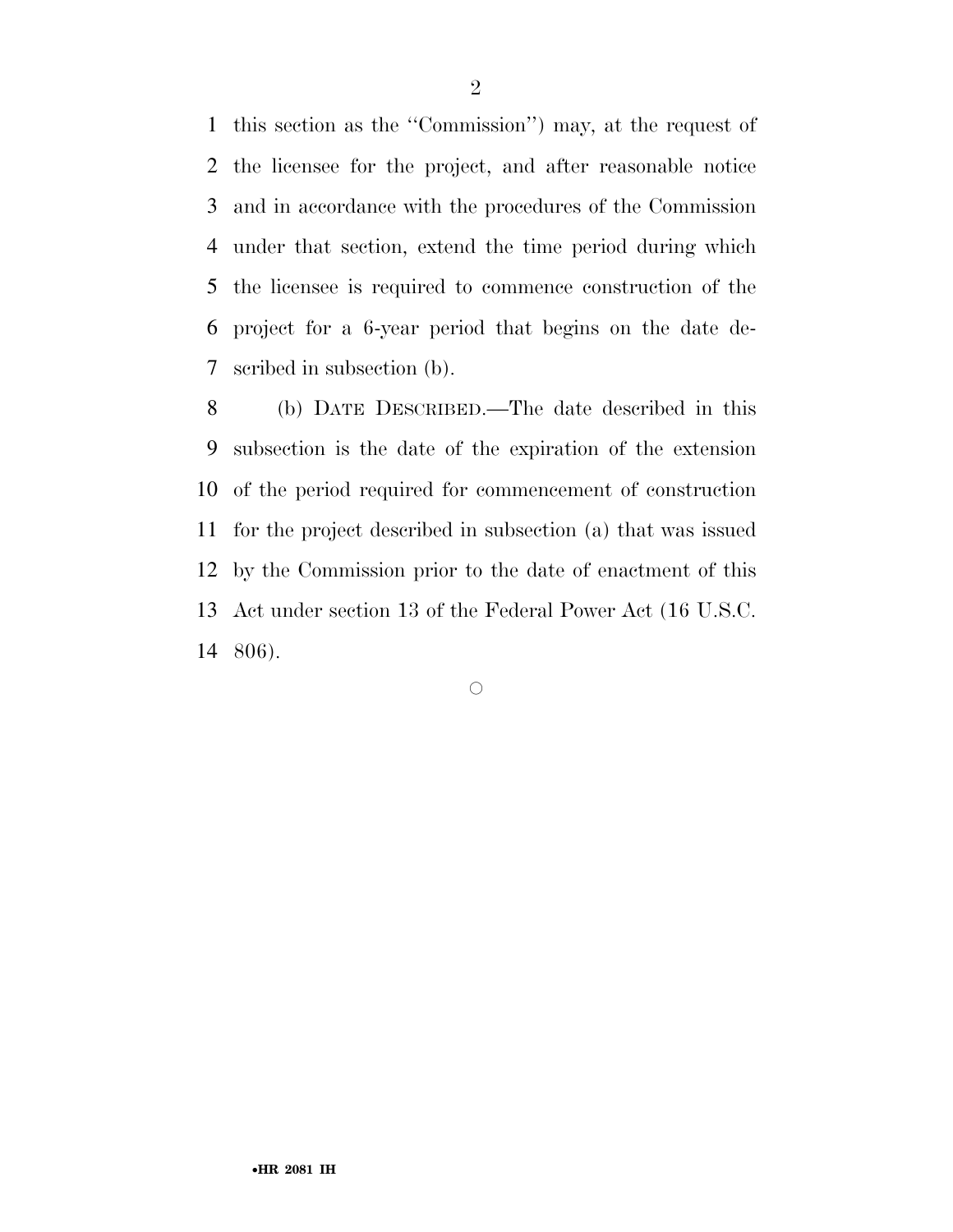this section as the ''Commission'') may, at the request of the licensee for the project, and after reasonable notice and in accordance with the procedures of the Commission under that section, extend the time period during which the licensee is required to commence construction of the project for a 6-year period that begins on the date described in subsection (b).

(b) DATE DESCRIBED.—The date described in this subsection is the date of the expiration of the extension of the period required for commencement of construction for the project described in subsection (a) that was issued by the Commission prior to the date of enactment of this Act under section 13 of the Federal Power Act (16 U.S.C. 806).

○